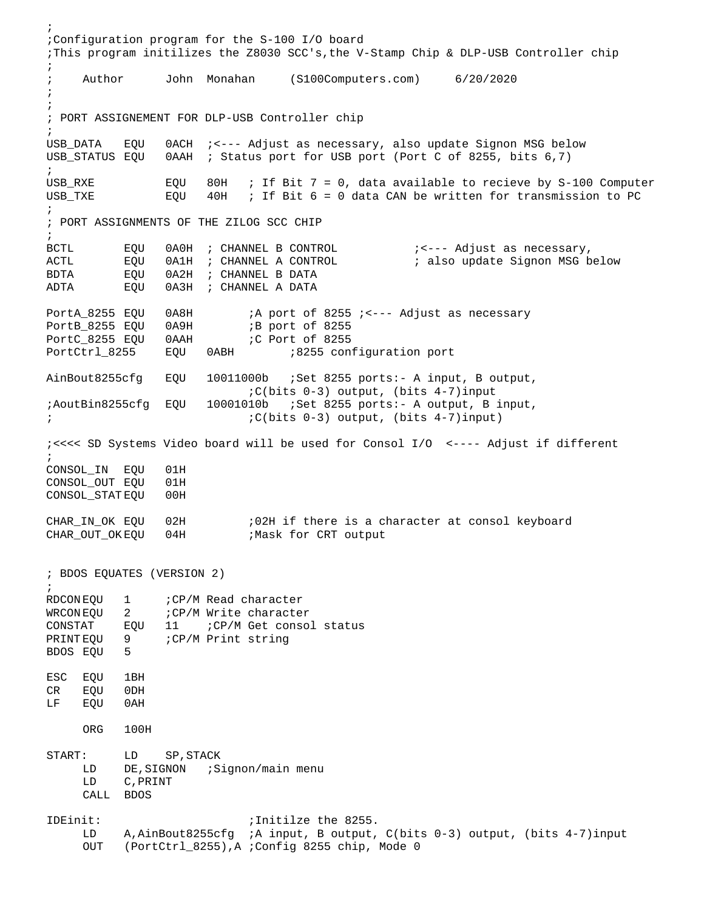```
;
;Configuration program for the S-100 I/O board
;This program initilizes the Z8030 SCC's,the V-Stamp Chip & DLP-USB Controller chip
;
;    Author      John  Monahan     (S100Computers.com)     6/20/2020
;
;
; PORT ASSIGNEMENT FOR DLP-USB Controller chip
;
USB_DATA    EQU   0ACH  ;<--- Adjust as necessary, also update Signon MSG below
USB_STATUS  EQU   0AAH  ; Status port for USB port (Port C of 8255, bits 6,7)
;
USB_RXE           EQU   80H   ; If Bit 7 = 0, data available to recieve by S-100 Computer
USB_TXE           EQU   40H   ; If Bit 6 = 0 data CAN be written for transmission to PC
;
; PORT ASSIGNMENTS OF THE ZILOG SCC CHIP
;
BCTL        EQU   0A0H  ; CHANNEL B CONTROL           ;<--- Adjust as necessary,
ACTL        EQU   0A1H  ; CHANNEL A CONTROL           ; also update Signon MSG below
BDTA        EQU   0A2H  ; CHANNEL B DATA
ADTA        EQU   0A3H  ; CHANNEL A DATA

PortA_8255  EQU   0A8H        ;A port of 8255 ;<--- Adjust as necessary
PortB_8255  EQU   0A9H        ;B port of 8255
PortC_8255  EQU   0AAH        ;C Port of 8255
PortCtrl_8255     EQU   0ABH        ;8255 configuration port

AinBout8255cfg    EQU   10011000b   ;Set 8255 ports:- A input, B output,
                        ;C(bits 0-3) output, (bits 4-7)input
;AoutBin8255cfg   EQU   10001010b   ;Set 8255 ports:- A output, B input,
;                       ;C(bits 0-3) output, (bits 4-7)input)

;<<<< SD Systems Video board will be used for Consol I/O  <---- Adjust if different
;
CONSOL_IN   EQU   01H
CONSOL_OUT  EQU   01H
CONSOL_STAT EQU   00H

CHAR_IN_OK  EQU   02H         ;02H if there is a character at consol keyboard
CHAR_OUT_OK EQU   04H         ;Mask for CRT output


; BDOS EQUATES (VERSION 2)
;
RDCON EQU   1     ;CP/M Read character
WRCON EQU   2     ;CP/M Write character
CONSTAT     EQU   11    ;CP/M Get consol status
PRINT EQU   9     ;CP/M Print string
BDOS  EQU   5

ESC   EQU   1BH
CR    EQU   0DH
LF    EQU   0AH

      ORG   100H

START:      LD    SP,STACK
      LD    DE,SIGNON   ;Signon/main menu
      LD    C,PRINT
      CALL  BDOS

IDEinit:                      ;Initilze the 8255.
      LD    A,AinBout8255cfg  ;A input, B output, C(bits 0-3) output, (bits 4-7)input
      OUT   (PortCtrl_8255),A ;Config 8255 chip, Mode 0
```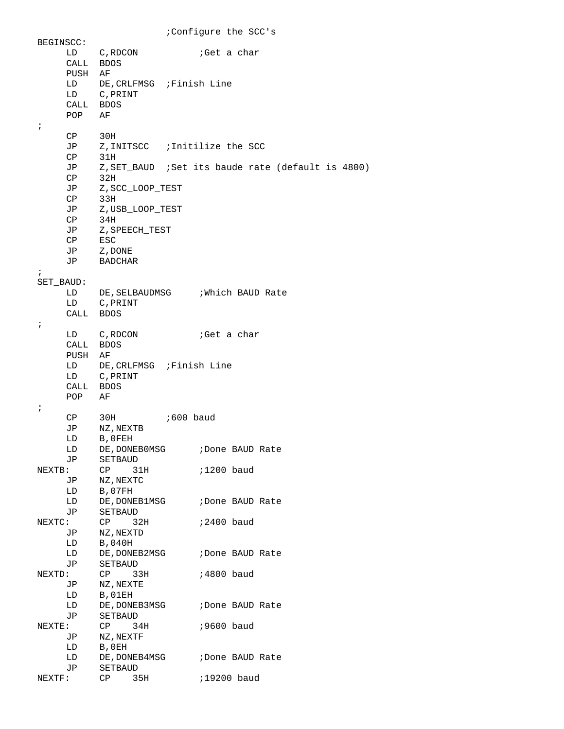```
                         ;Configure the SCC's
BEGINSCC:
     LD    C,RDCON           ;Get a char
     CALL  BDOS
     PUSH  AF
     LD    DE,CRLFMSG  ;Finish Line
     LD    C,PRINT
     CALL  BDOS
     POP   AF
;
     CP    30H
     JP    Z,INITSCC   ;Initilize the SCC
     CP    31H
     JP    Z,SET_BAUD  ;Set its baude rate (default is 4800)
     CP    32H
     JP    Z,SCC_LOOP_TEST
     CP    33H
     JP    Z,USB_LOOP_TEST
     CP    34H
     JP    Z,SPEECH_TEST
     CP    ESC
     JP    Z,DONE
     JP    BADCHAR
;
SET_BAUD:
     LD    DE,SELBAUDMSG     ;Which BAUD Rate
     LD    C,PRINT
     CALL  BDOS
;
     LD    C,RDCON           ;Get a char
     CALL  BDOS
     PUSH  AF
     LD    DE,CRLFMSG  ;Finish Line
     LD    C,PRINT
     CALL  BDOS
     POP   AF
;
     CP    30H         ;600 baud
     JP    NZ,NEXTB
     LD    B,0FEH
     LD    DE,DONEB0MSG      ;Done BAUD Rate
     JP    SETBAUD
NEXTB:     CP    31H         ;1200 baud
     JP    NZ,NEXTC
     LD    B,07FH
     LD    DE,DONEB1MSG      ;Done BAUD Rate
     JP    SETBAUD
NEXTC:     CP    32H         ;2400 baud
     JP    NZ,NEXTD
     LD    B,040H
     LD    DE,DONEB2MSG      ;Done BAUD Rate
     JP    SETBAUD
NEXTD:     CP    33H         ;4800 baud
     JP    NZ,NEXTE
     LD    B,01EH
     LD    DE,DONEB3MSG      ;Done BAUD Rate
     JP    SETBAUD
NEXTE:     CP    34H         ;9600 baud
     JP    NZ,NEXTF
     LD    B,0EH
     LD    DE,DONEB4MSG      ;Done BAUD Rate
     JP    SETBAUD
NEXTF:     CP    35H         ;19200 baud
```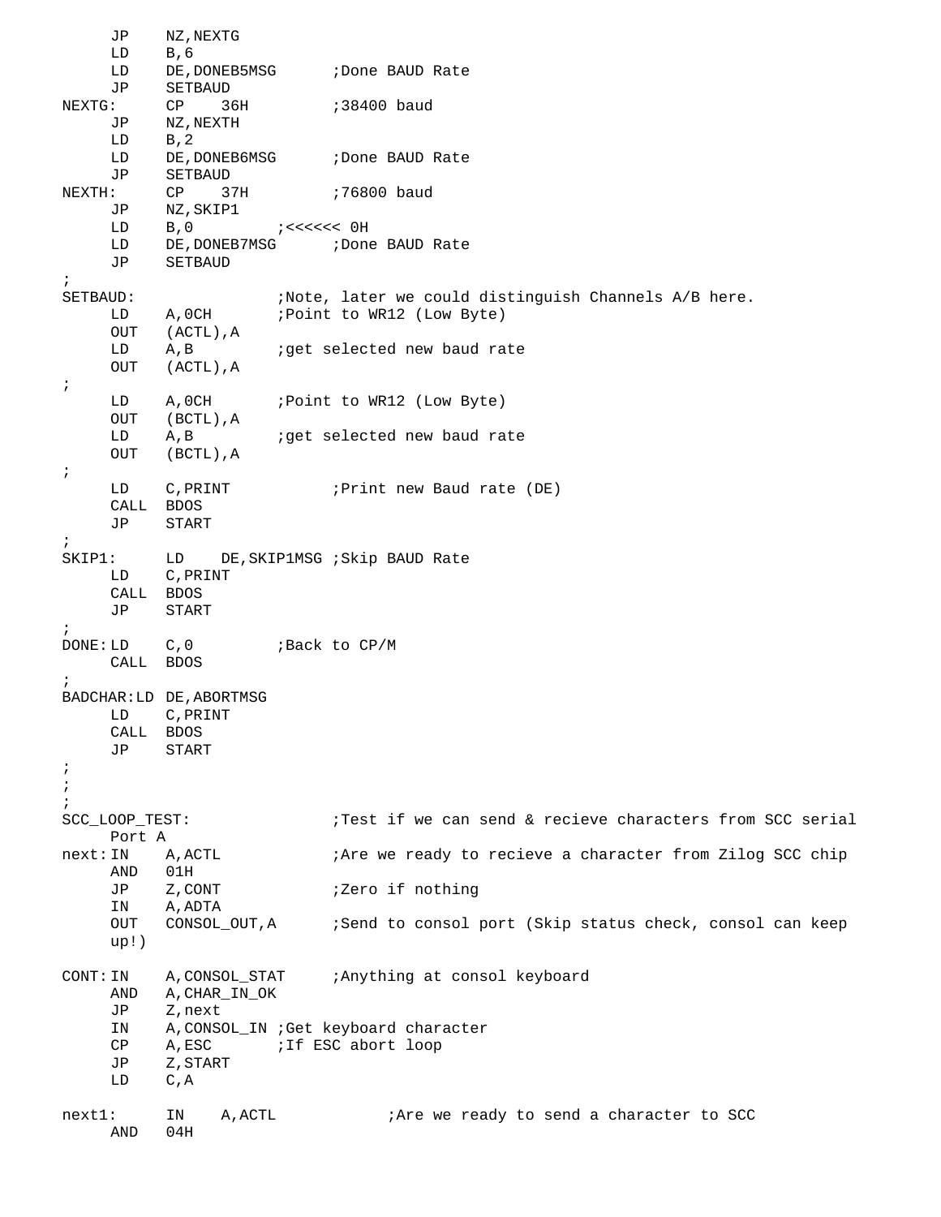```
        JP    NZ,NEXTG
        LD    B,6
        LD    DE,DONEB5MSG      ;Done BAUD Rate
        JP    SETBAUD
NEXTG:      CP    36H           ;38400 baud
        JP    NZ,NEXTH
        LD    B,2
        LD    DE,DONEB6MSG      ;Done BAUD Rate
        JP    SETBAUD
NEXTH:      CP    37H           ;76800 baud
        JP    NZ,SKIP1
        LD    B,0         ;<<<<<< 0H
        LD    DE,DONEB7MSG      ;Done BAUD Rate
        JP    SETBAUD
;
SETBAUD:                  ;Note, later we could distinguish Channels A/B here.
        LD    A,0CH       ;Point to WR12 (Low Byte)
        OUT   (ACTL),A
        LD    A,B         ;get selected new baud rate
        OUT   (ACTL),A
;
        LD    A,0CH       ;Point to WR12 (Low Byte)
        OUT   (BCTL),A
        LD    A,B         ;get selected new baud rate
        OUT   (BCTL),A
;
        LD    C,PRINT           ;Print new Baud rate (DE)
        CALL  BDOS
        JP    START
;
SKIP1:      LD    DE,SKIP1MSG ;Skip BAUD Rate
        LD    C,PRINT
        CALL  BDOS
        JP    START
;
DONE: LD    C,0         ;Back to CP/M
        CALL  BDOS
;
BADCHAR:LD DE,ABORTMSG
        LD    C,PRINT
        CALL  BDOS
        JP    START
;
;
;
SCC_LOOP_TEST:              ;Test if we can send & recieve characters from SCC serial
        Port A
next: IN    A,ACTL            ;Are we ready to recieve a character from Zilog SCC chip
        AND   01H
        JP    Z,CONT            ;Zero if nothing
        IN    A,ADTA
        OUT   CONSOL_OUT,A      ;Send to consol port (Skip status check, consol can keep
        up!)

CONT: IN    A,CONSOL_STAT     ;Anything at consol keyboard
        AND   A,CHAR_IN_OK
        JP    Z,next
        IN    A,CONSOL_IN ;Get keyboard character
        CP    A,ESC       ;If ESC abort loop
        JP    Z,START
        LD    C,A

next1:      IN    A,ACTL            ;Are we ready to send a character to SCC
        AND   04H
```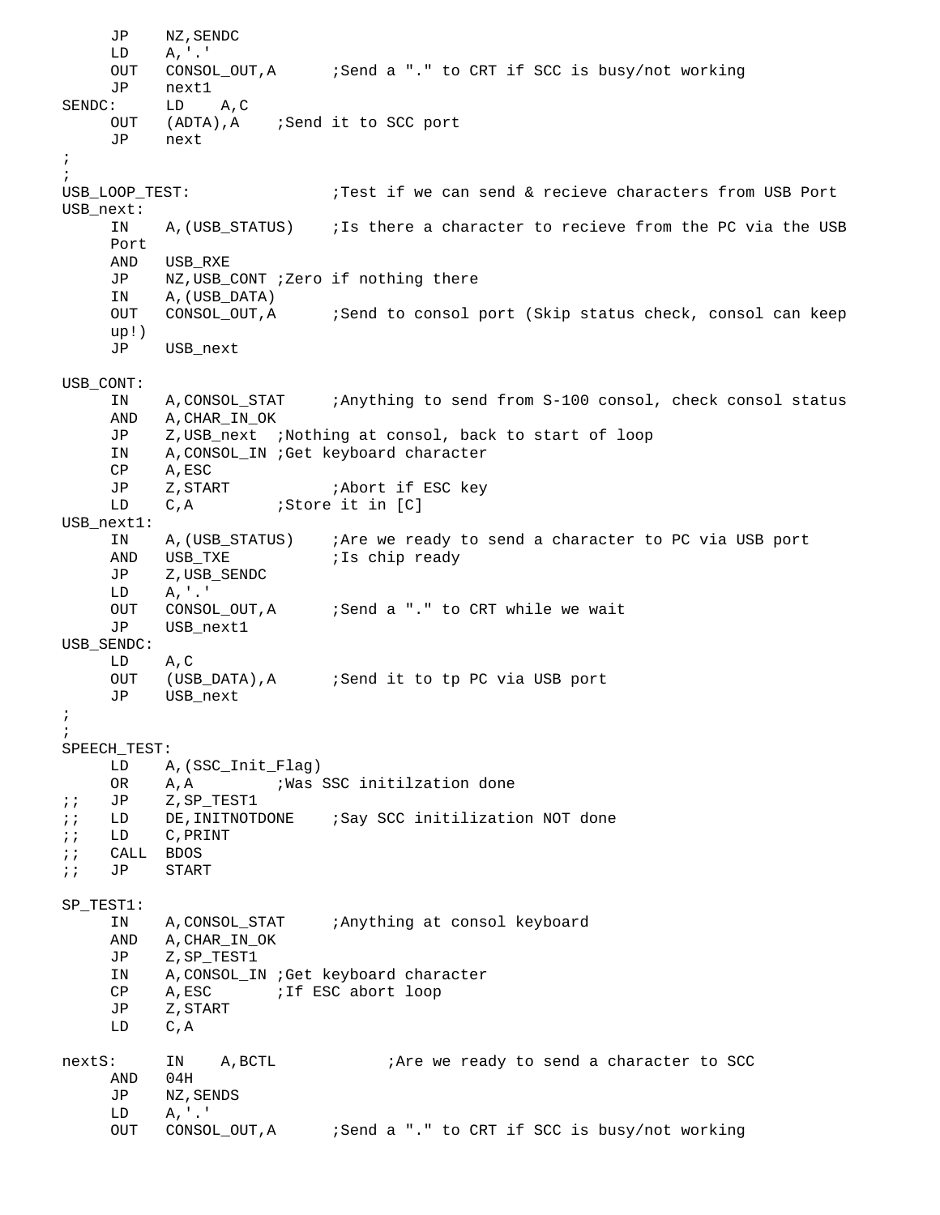```
     JP    NZ,SENDC
     LD    A,'.'
     OUT   CONSOL_OUT,A      ;Send a "." to CRT if SCC is busy/not working
     JP    next1
SENDC:     LD    A,C
     OUT   (ADTA),A    ;Send it to SCC port
     JP    next
;
;
USB_LOOP_TEST:               ;Test if we can send & recieve characters from USB Port
USB_next:
     IN    A,(USB_STATUS)    ;Is there a character to recieve from the PC via the USB
     Port
     AND   USB_RXE
     JP    NZ,USB_CONT ;Zero if nothing there
     IN    A,(USB_DATA)
     OUT   CONSOL_OUT,A      ;Send to consol port (Skip status check, consol can keep
     up!)
     JP    USB_next

USB_CONT:
     IN    A,CONSOL_STAT     ;Anything to send from S-100 consol, check consol status
     AND   A,CHAR_IN_OK
     JP    Z,USB_next  ;Nothing at consol, back to start of loop
     IN    A,CONSOL_IN ;Get keyboard character
     CP    A,ESC
     JP    Z,START           ;Abort if ESC key
     LD    C,A         ;Store it in [C]
USB_next1:
     IN    A,(USB_STATUS)    ;Are we ready to send a character to PC via USB port
     AND   USB_TXE           ;Is chip ready
     JP    Z,USB_SENDC
     LD    A,'.'
     OUT   CONSOL_OUT,A      ;Send a "." to CRT while we wait
     JP    USB_next1
USB_SENDC:
     LD    A,C
     OUT   (USB_DATA),A      ;Send it to tp PC via USB port
     JP    USB_next
;
;
SPEECH_TEST:
     LD    A,(SSC_Init_Flag)
     OR    A,A         ;Was SSC initilzation done
;;   JP    Z,SP_TEST1
;;   LD    DE,INITNOTDONE    ;Say SCC initilization NOT done
;;   LD    C,PRINT
;;   CALL  BDOS
;;   JP    START

SP_TEST1:
     IN    A,CONSOL_STAT     ;Anything at consol keyboard
     AND   A,CHAR_IN_OK
     JP    Z,SP_TEST1
     IN    A,CONSOL_IN ;Get keyboard character
     CP    A,ESC       ;If ESC abort loop
     JP    Z,START
     LD    C,A

nextS:     IN    A,BCTL            ;Are we ready to send a character to SCC
     AND   04H
     JP    NZ,SENDS
     LD    A,'.'
     OUT   CONSOL_OUT,A      ;Send a "." to CRT if SCC is busy/not working
```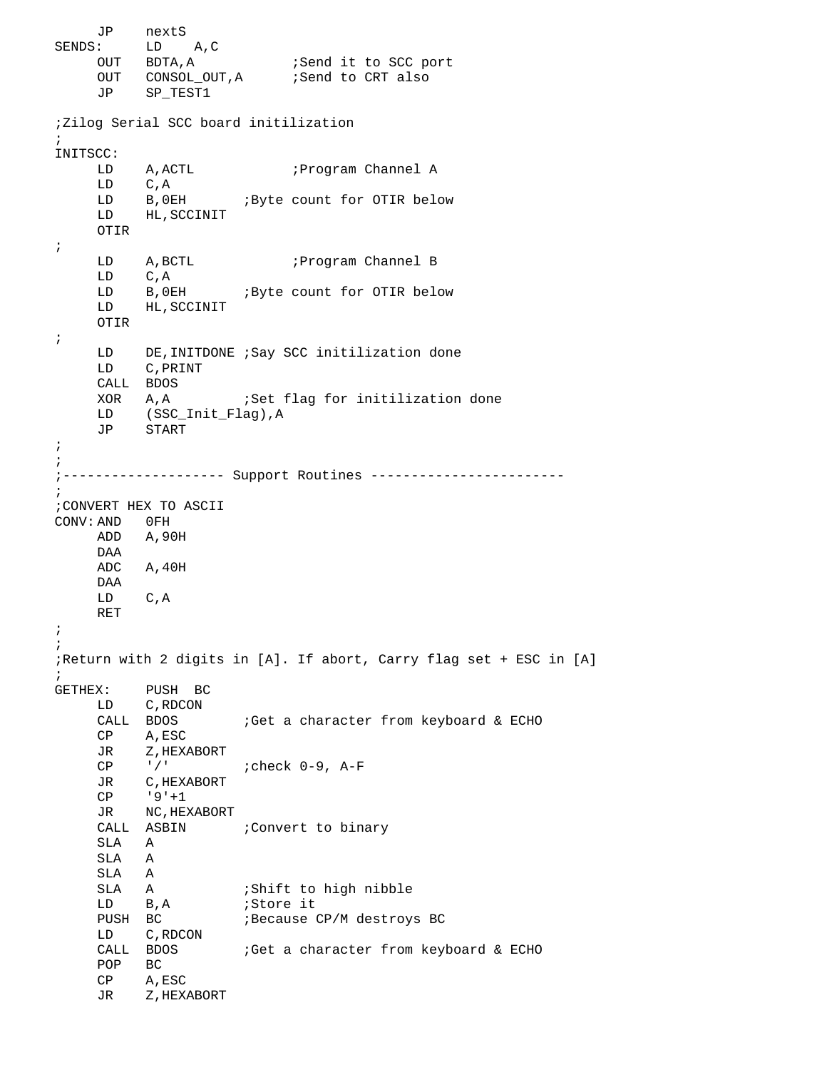```
        JP    nextS
SENDS:      LD    A,C
        OUT   BDTA,A            ;Send it to SCC port
        OUT   CONSOL_OUT,A      ;Send to CRT also
        JP    SP_TEST1

;Zilog Serial SCC board initilization
;
INITSCC:
        LD    A,ACTL            ;Program Channel A
        LD    C,A
        LD    B,0EH       ;Byte count for OTIR below
        LD    HL,SCCINIT
        OTIR
;
        LD    A,BCTL            ;Program Channel B
        LD    C,A
        LD    B,0EH       ;Byte count for OTIR below
        LD    HL,SCCINIT
        OTIR
;
        LD    DE,INITDONE ;Say SCC initilization done
        LD    C,PRINT
        CALL  BDOS
        XOR   A,A         ;Set flag for initilization done
        LD    (SSC_Init_Flag),A
        JP    START
;
;
;-------------------- Support Routines ------------------------
;
;CONVERT HEX TO ASCII
CONV:AND   0FH
        ADD   A,90H
        DAA
        ADC   A,40H
        DAA
        LD    C,A
        RET
;
;
;Return with 2 digits in [A]. If abort, Carry flag set + ESC in [A]
;
GETHEX:     PUSH  BC
        LD    C,RDCON
        CALL  BDOS        ;Get a character from keyboard & ECHO
        CP    A,ESC
        JR    Z,HEXABORT
        CP    '/'         ;check 0-9, A-F
        JR    C,HEXABORT
        CP    '9'+1
        JR    NC,HEXABORT
        CALL  ASBIN       ;Convert to binary
        SLA   A
        SLA   A
        SLA   A
        SLA   A           ;Shift to high nibble
        LD    B,A         ;Store it
        PUSH  BC          ;Because CP/M destroys BC
        LD    C,RDCON
        CALL  BDOS        ;Get a character from keyboard & ECHO
        POP   BC
        CP    A,ESC
        JR    Z,HEXABORT
```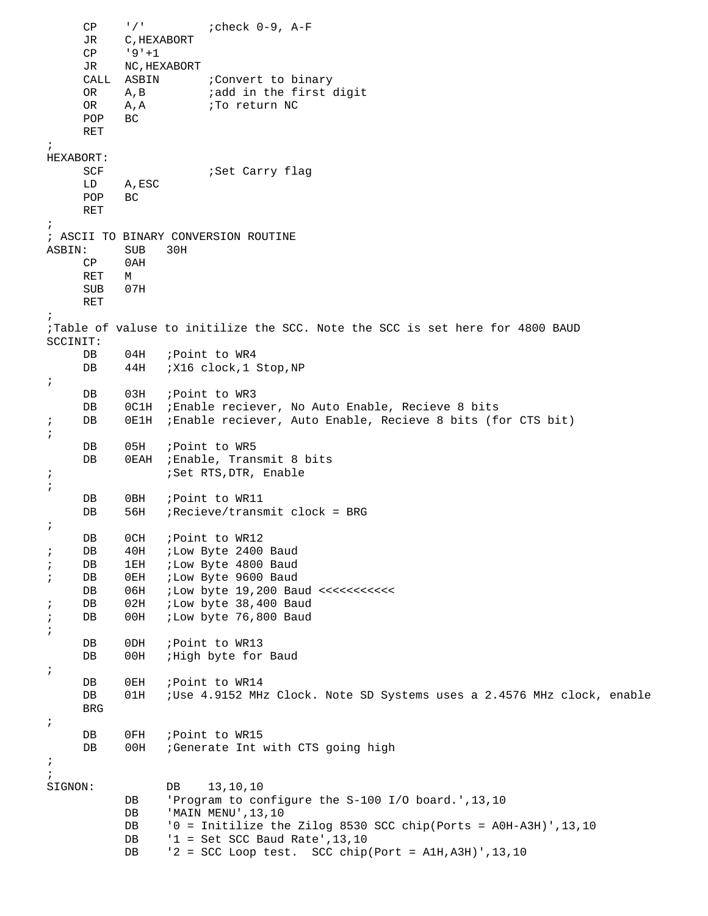```
        CP    '/'          ;check 0-9, A-F
        JR    C,HEXABORT
        CP    '9'+1
        JR    NC,HEXABORT
        CALL  ASBIN        ;Convert to binary
        OR    A,B          ;add in the first digit
        OR    A,A          ;To return NC
        POP   BC
        RET
;
HEXABORT:
        SCF                ;Set Carry flag
        LD    A,ESC
        POP   BC
        RET
;
; ASCII TO BINARY CONVERSION ROUTINE
ASBIN:      SUB   30H
        CP    0AH
        RET   M
        SUB   07H
        RET
;
;Table of valuse to initilize the SCC. Note the SCC is set here for 4800 BAUD
SCCINIT:
        DB    04H   ;Point to WR4
        DB    44H   ;X16 clock,1 Stop,NP
;
        DB    03H   ;Point to WR3
        DB    0C1H  ;Enable reciever, No Auto Enable, Recieve 8 bits
;       DB    0E1H  ;Enable reciever, Auto Enable, Recieve 8 bits (for CTS bit)
;
        DB    05H   ;Point to WR5
        DB    0EAH  ;Enable, Transmit 8 bits
;                   ;Set RTS,DTR, Enable
;
        DB    0BH   ;Point to WR11
        DB    56H   ;Recieve/transmit clock = BRG
;
        DB    0CH   ;Point to WR12
;       DB    40H   ;Low Byte 2400 Baud
;       DB    1EH   ;Low Byte 4800 Baud
;       DB    0EH   ;Low Byte 9600 Baud
        DB    06H   ;Low byte 19,200 Baud <<<<<<<<<<<
;       DB    02H   ;Low byte 38,400 Baud
;       DB    00H   ;Low byte 76,800 Baud
;
        DB    0DH   ;Point to WR13
        DB    00H   ;High byte for Baud
;
        DB    0EH   ;Point to WR14
        DB    01H   ;Use 4.9152 MHz Clock. Note SD Systems uses a 2.4576 MHz clock, enable
        BRG
;
        DB    0FH   ;Point to WR15
        DB    00H   ;Generate Int with CTS going high
;
;
SIGNON:           DB    13,10,10
            DB    'Program to configure the S-100 I/O board.',13,10
            DB    'MAIN MENU',13,10
            DB    '0 = Initilize the Zilog 8530 SCC chip(Ports = A0H-A3H)',13,10
            DB    '1 = Set SCC Baud Rate',13,10
            DB    '2 = SCC Loop test.  SCC chip(Port = A1H,A3H)',13,10
```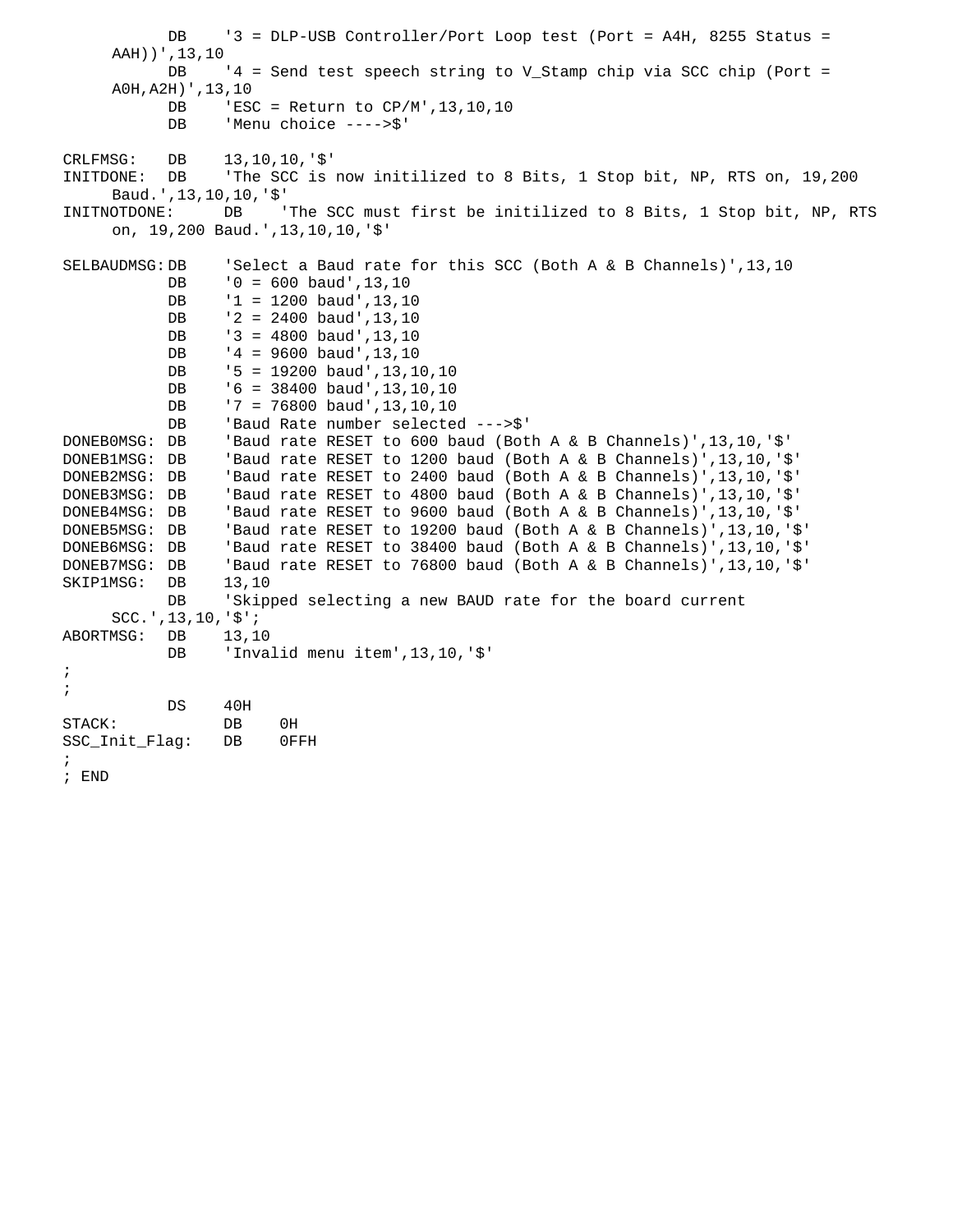```
            DB    '3 = DLP-USB Controller/Port Loop test (Port = A4H, 8255 Status =
      AAH))',13,10
            DB    '4 = Send test speech string to V_Stamp chip via SCC chip (Port =
      A0H,A2H)',13,10
            DB    'ESC = Return to CP/M',13,10,10
            DB    'Menu choice ---->$'

CRLFMSG:    DB    13,10,10,'$'
INITDONE:   DB    'The SCC is now initilized to 8 Bits, 1 Stop bit, NP, RTS on, 19,200
      Baud.',13,10,10,'$'
INITNOTDONE:      DB    'The SCC must first be initilized to 8 Bits, 1 Stop bit, NP, RTS
      on, 19,200 Baud.',13,10,10,'$'

SELBAUDMSG: DB    'Select a Baud rate for this SCC (Both A & B Channels)',13,10
            DB    '0 = 600 baud',13,10
            DB    '1 = 1200 baud',13,10
            DB    '2 = 2400 baud',13,10
            DB    '3 = 4800 baud',13,10
            DB    '4 = 9600 baud',13,10
            DB    '5 = 19200 baud',13,10,10
            DB    '6 = 38400 baud',13,10,10
            DB    '7 = 76800 baud',13,10,10
            DB    'Baud Rate number selected --->$'
DONEB0MSG:  DB    'Baud rate RESET to 600 baud (Both A & B Channels)',13,10,'$'
DONEB1MSG:  DB    'Baud rate RESET to 1200 baud (Both A & B Channels)',13,10,'$'
DONEB2MSG:  DB    'Baud rate RESET to 2400 baud (Both A & B Channels)',13,10,'$'
DONEB3MSG:  DB    'Baud rate RESET to 4800 baud (Both A & B Channels)',13,10,'$'
DONEB4MSG:  DB    'Baud rate RESET to 9600 baud (Both A & B Channels)',13,10,'$'
DONEB5MSG:  DB    'Baud rate RESET to 19200 baud (Both A & B Channels)',13,10,'$'
DONEB6MSG:  DB    'Baud rate RESET to 38400 baud (Both A & B Channels)',13,10,'$'
DONEB7MSG:  DB    'Baud rate RESET to 76800 baud (Both A & B Channels)',13,10,'$'
SKIP1MSG:   DB    13,10
            DB    'Skipped selecting a new BAUD rate for the board current
      SCC.',13,10,'$';
ABORTMSG:   DB    13,10
            DB    'Invalid menu item',13,10,'$'
;
;
            DS    40H
STACK:            DB    0H
SSC_Init_Flag:    DB    0FFH
;
; END
```